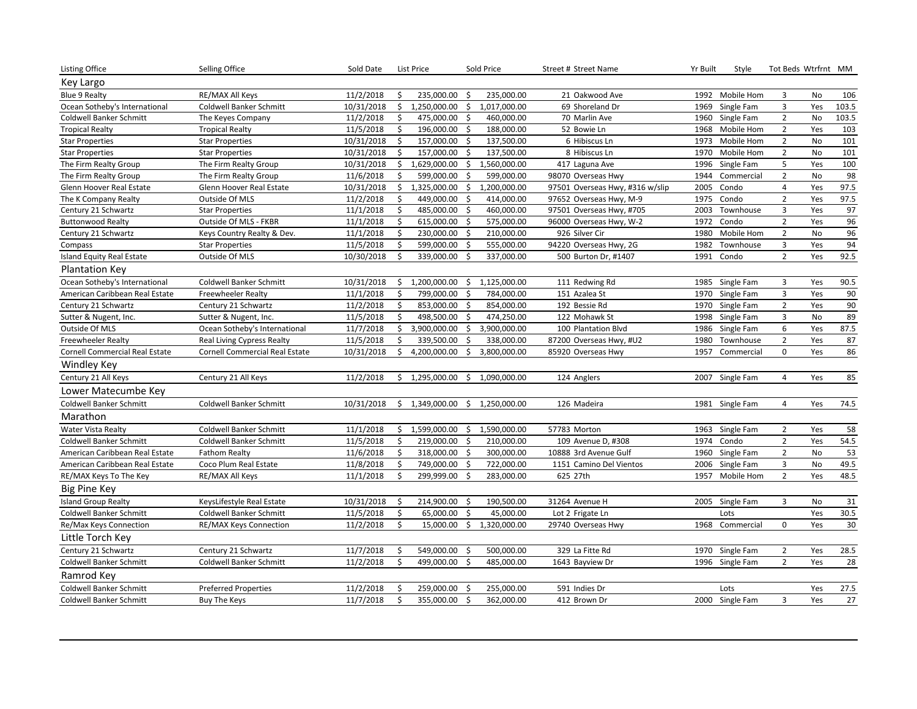| Listing Office | Selling Office | Sold Date | List Price | Sold Price | Street # Street Name | Yr Built | Style | Tot Beds | Wtrfrnt | MM |
|---|---|---|---|---|---|---|---|---|---|---|
| **Key Largo** | | | | | | | | | | |
| Blue 9 Realty | RE/MAX All Keys | 11/2/2018 | $ 235,000.00 | $ 235,000.00 | 21 Oakwood Ave | 1992 | Mobile Hom | 3 | No | 106 |
| Ocean Sotheby's International | Coldwell Banker Schmitt | 10/31/2018 | $ 1,250,000.00 | $ 1,017,000.00 | 69 Shoreland Dr | 1969 | Single Fam | 3 | Yes | 103.5 |
| Coldwell Banker Schmitt | The Keyes Company | 11/2/2018 | $ 475,000.00 | $ 460,000.00 | 70 Marlin Ave | 1960 | Single Fam | 2 | No | 103.5 |
| Tropical Realty | Tropical Realty | 11/5/2018 | $ 196,000.00 | $ 188,000.00 | 52 Bowie Ln | 1968 | Mobile Hom | 2 | Yes | 103 |
| Star Properties | Star Properties | 10/31/2018 | $ 157,000.00 | $ 137,500.00 | 6 Hibiscus Ln | 1973 | Mobile Hom | 2 | No | 101 |
| Star Properties | Star Properties | 10/31/2018 | $ 157,000.00 | $ 137,500.00 | 8 Hibiscus Ln | 1970 | Mobile Hom | 2 | No | 101 |
| The Firm Realty Group | The Firm Realty Group | 10/31/2018 | $ 1,629,000.00 | $ 1,560,000.00 | 417 Laguna Ave | 1996 | Single Fam | 5 | Yes | 100 |
| The Firm Realty Group | The Firm Realty Group | 11/6/2018 | $ 599,000.00 | $ 599,000.00 | 98070 Overseas Hwy | 1944 | Commercial | 2 | No | 98 |
| Glenn Hoover Real Estate | Glenn Hoover Real Estate | 10/31/2018 | $ 1,325,000.00 | $ 1,200,000.00 | 97501 Overseas Hwy, #316 w/slip | 2005 | Condo | 4 | Yes | 97.5 |
| The K Company Realty | Outside Of MLS | 11/2/2018 | $ 449,000.00 | $ 414,000.00 | 97652 Overseas Hwy, M-9 | 1975 | Condo | 2 | Yes | 97.5 |
| Century 21 Schwartz | Star Properties | 11/1/2018 | $ 485,000.00 | $ 460,000.00 | 97501 Overseas Hwy, #705 | 2003 | Townhouse | 3 | Yes | 97 |
| Buttonwood Realty | Outside Of MLS - FKBR | 11/1/2018 | $ 615,000.00 | $ 575,000.00 | 96000 Overseas Hwy, W-2 | 1972 | Condo | 2 | Yes | 96 |
| Century 21 Schwartz | Keys Country Realty & Dev. | 11/1/2018 | $ 230,000.00 | $ 210,000.00 | 926 Silver Cir | 1980 | Mobile Hom | 2 | No | 96 |
| Compass | Star Properties | 11/5/2018 | $ 599,000.00 | $ 555,000.00 | 94220 Overseas Hwy, 2G | 1982 | Townhouse | 3 | Yes | 94 |
| Island Equity Real Estate | Outside Of MLS | 10/30/2018 | $ 339,000.00 | $ 337,000.00 | 500 Burton Dr, #1407 | 1991 | Condo | 2 | Yes | 92.5 |
| **Plantation Key** | | | | | | | | | | |
| Ocean Sotheby's International | Coldwell Banker Schmitt | 10/31/2018 | $ 1,200,000.00 | $ 1,125,000.00 | 111 Redwing Rd | 1985 | Single Fam | 3 | Yes | 90.5 |
| American Caribbean Real Estate | Freewheeler Realty | 11/1/2018 | $ 799,000.00 | $ 784,000.00 | 151 Azalea St | 1970 | Single Fam | 3 | Yes | 90 |
| Century 21 Schwartz | Century 21 Schwartz | 11/2/2018 | $ 853,000.00 | $ 854,000.00 | 192 Bessie Rd | 1970 | Single Fam | 2 | Yes | 90 |
| Sutter & Nugent, Inc. | Sutter & Nugent, Inc. | 11/5/2018 | $ 498,500.00 | $ 474,250.00 | 122 Mohawk St | 1998 | Single Fam | 3 | No | 89 |
| Outside Of MLS | Ocean Sotheby's International | 11/7/2018 | $ 3,900,000.00 | $ 3,900,000.00 | 100 Plantation Blvd | 1986 | Single Fam | 6 | Yes | 87.5 |
| Freewheeler Realty | Real Living Cypress Realty | 11/5/2018 | $ 339,500.00 | $ 338,000.00 | 87200 Overseas Hwy, #U2 | 1980 | Townhouse | 2 | Yes | 87 |
| Cornell Commercial Real Estate | Cornell Commercial Real Estate | 10/31/2018 | $ 4,200,000.00 | $ 3,800,000.00 | 85920 Overseas Hwy | 1957 | Commercial | 0 | Yes | 86 |
| **Windley Key** | | | | | | | | | | |
| Century 21 All Keys | Century 21 All Keys | 11/2/2018 | $ 1,295,000.00 | $ 1,090,000.00 | 124 Anglers | 2007 | Single Fam | 4 | Yes | 85 |
| **Lower Matecumbe Key** | | | | | | | | | | |
| Coldwell Banker Schmitt | Coldwell Banker Schmitt | 10/31/2018 | $ 1,349,000.00 | $ 1,250,000.00 | 126 Madeira | 1981 | Single Fam | 4 | Yes | 74.5 |
| **Marathon** | | | | | | | | | | |
| Water Vista Realty | Coldwell Banker Schmitt | 11/1/2018 | $ 1,599,000.00 | $ 1,590,000.00 | 57783 Morton | 1963 | Single Fam | 2 | Yes | 58 |
| Coldwell Banker Schmitt | Coldwell Banker Schmitt | 11/5/2018 | $ 219,000.00 | $ 210,000.00 | 109 Avenue D, #308 | 1974 | Condo | 2 | Yes | 54.5 |
| American Caribbean Real Estate | Fathom Realty | 11/6/2018 | $ 318,000.00 | $ 300,000.00 | 10888 3rd Avenue Gulf | 1960 | Single Fam | 2 | No | 53 |
| American Caribbean Real Estate | Coco Plum Real Estate | 11/8/2018 | $ 749,000.00 | $ 722,000.00 | 1151 Camino Del Vientos | 2006 | Single Fam | 3 | No | 49.5 |
| RE/MAX Keys To The Key | RE/MAX All Keys | 11/1/2018 | $ 299,999.00 | $ 283,000.00 | 625 27th | 1957 | Mobile Hom | 2 | Yes | 48.5 |
| **Big Pine Key** | | | | | | | | | | |
| Island Group Realty | KeysLifestyle Real Estate | 10/31/2018 | $ 214,900.00 | $ 190,500.00 | 31264 Avenue H | 2005 | Single Fam | 3 | No | 31 |
| Coldwell Banker Schmitt | Coldwell Banker Schmitt | 11/5/2018 | $ 65,000.00 | $ 45,000.00 | Lot 2 Frigate Ln | | Lots | | Yes | 30.5 |
| Re/Max Keys Connection | RE/MAX Keys Connection | 11/2/2018 | $ 15,000.00 | $ 1,320,000.00 | 29740 Overseas Hwy | 1968 | Commercial | 0 | Yes | 30 |
| **Little Torch Key** | | | | | | | | | | |
| Century 21 Schwartz | Century 21 Schwartz | 11/7/2018 | $ 549,000.00 | $ 500,000.00 | 329 La Fitte Rd | 1970 | Single Fam | 2 | Yes | 28.5 |
| Coldwell Banker Schmitt | Coldwell Banker Schmitt | 11/2/2018 | $ 499,000.00 | $ 485,000.00 | 1643 Bayview Dr | 1996 | Single Fam | 2 | Yes | 28 |
| **Ramrod Key** | | | | | | | | | | |
| Coldwell Banker Schmitt | Preferred Properties | 11/2/2018 | $ 259,000.00 | $ 255,000.00 | 591 Indies Dr | | Lots | | Yes | 27.5 |
| Coldwell Banker Schmitt | Buy The Keys | 11/7/2018 | $ 355,000.00 | $ 362,000.00 | 412 Brown Dr | 2000 | Single Fam | 3 | Yes | 27 |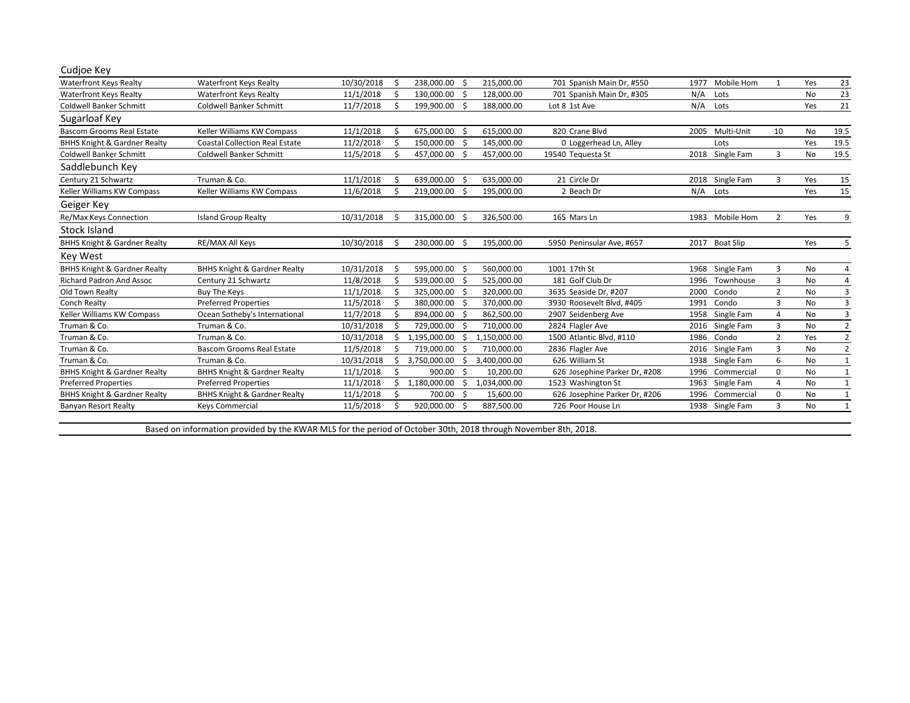| | | | | | | | | | | |
|---|---|---|---|---|---|---|---|---|---|---|
| **Cudjoe Key** | | | | | | | | | | |
| Waterfront Keys Realty | Waterfront Keys Realty | 10/30/2018 | $ 238,000.00 | $ 215,000.00 | 701 Spanish Main Dr, #550 | 1977 | Mobile Hom | 1 | Yes | 23 |
| Waterfront Keys Realty | Waterfront Keys Realty | 11/1/2018 | $ 130,000.00 | $ 128,000.00 | 701 Spanish Main Dr, #305 | N/A | Lots | | No | 23 |
| Coldwell Banker Schmitt | Coldwell Banker Schmitt | 11/7/2018 | $ 199,900.00 | $ 188,000.00 | Lot 8 1st Ave | N/A | Lots | | Yes | 21 |
| **Sugarloaf Key** | | | | | | | | | | |
| Bascom Grooms Real Estate | Keller Williams KW Compass | 11/1/2018 | $ 675,000.00 | $ 615,000.00 | 820 Crane Blvd | 2005 | Multi-Unit | 10 | No | 19.5 |
| BHHS Knight & Gardner Realty | Coastal Collection Real Estate | 11/2/2018 | $ 150,000.00 | $ 145,000.00 | 0 Loggerhead Ln, Alley | | Lots | | Yes | 19.5 |
| Coldwell Banker Schmitt | Coldwell Banker Schmitt | 11/5/2018 | $ 457,000.00 | $ 457,000.00 | 19540 Tequesta St | 2018 | Single Fam | 3 | No | 19.5 |
| **Saddlebunch Key** | | | | | | | | | | |
| Century 21 Schwartz | Truman & Co. | 11/1/2018 | $ 639,000.00 | $ 635,000.00 | 21 Circle Dr | 2018 | Single Fam | 3 | Yes | 15 |
| Keller Williams KW Compass | Keller Williams KW Compass | 11/6/2018 | $ 219,000.00 | $ 195,000.00 | 2 Beach Dr | N/A | Lots | | Yes | 15 |
| **Geiger Key** | | | | | | | | | | |
| Re/Max Keys Connection | Island Group Realty | 10/31/2018 | $ 315,000.00 | $ 326,500.00 | 165 Mars Ln | 1983 | Mobile Hom | 2 | Yes | 9 |
| **Stock Island** | | | | | | | | | | |
| BHHS Knight & Gardner Realty | RE/MAX All Keys | 10/30/2018 | $ 230,000.00 | $ 195,000.00 | 5950 Peninsular Ave, #657 | 2017 | Boat Slip | | Yes | 5 |
| **Key West** | | | | | | | | | | |
| BHHS Knight & Gardner Realty | BHHS Knight & Gardner Realty | 10/31/2018 | $ 595,000.00 | $ 560,000.00 | 1001 17th St | 1968 | Single Fam | 3 | No | 4 |
| Richard Padron And Assoc | Century 21 Schwartz | 11/8/2018 | $ 539,000.00 | $ 525,000.00 | 181 Golf Club Dr | 1996 | Townhouse | 3 | No | 4 |
| Old Town Realty | Buy The Keys | 11/1/2018 | $ 325,000.00 | $ 320,000.00 | 3635 Seaside Dr, #207 | 2000 | Condo | 2 | No | 3 |
| Conch Realty | Preferred Properties | 11/5/2018 | $ 380,000.00 | $ 370,000.00 | 3930 Roosevelt Blvd, #405 | 1991 | Condo | 3 | No | 3 |
| Keller Williams KW Compass | Ocean Sotheby's International | 11/7/2018 | $ 894,000.00 | $ 862,500.00 | 2907 Seidenberg Ave | 1958 | Single Fam | 4 | No | 3 |
| Truman & Co. | Truman & Co. | 10/31/2018 | $ 729,000.00 | $ 710,000.00 | 2824 Flagler Ave | 2016 | Single Fam | 3 | No | 2 |
| Truman & Co. | Truman & Co. | 10/31/2018 | $ 1,195,000.00 | $ 1,150,000.00 | 1500 Atlantic Blvd, #110 | 1986 | Condo | 2 | Yes | 2 |
| Truman & Co. | Bascom Grooms Real Estate | 11/5/2018 | $ 719,000.00 | $ 710,000.00 | 2836 Flagler Ave | 2016 | Single Fam | 3 | No | 2 |
| Truman & Co. | Truman & Co. | 10/31/2018 | $ 3,750,000.00 | $ 3,400,000.00 | 626 William St | 1938 | Single Fam | 6 | No | 1 |
| BHHS Knight & Gardner Realty | BHHS Knight & Gardner Realty | 11/1/2018 | $ 900.00 | $ 10,200.00 | 626 Josephine Parker Dr, #208 | 1996 | Commercial | 0 | No | 1 |
| Preferred Properties | Preferred Properties | 11/1/2018 | $ 1,180,000.00 | $ 1,034,000.00 | 1523 Washington St | 1963 | Single Fam | 4 | No | 1 |
| BHHS Knight & Gardner Realty | BHHS Knight & Gardner Realty | 11/1/2018 | $ 700.00 | $ 15,600.00 | 626 Josephine Parker Dr, #206 | 1996 | Commercial | 0 | No | 1 |
| Banyan Resort Realty | Keys Commercial | 11/5/2018 | $ 920,000.00 | $ 887,500.00 | 726 Poor House Ln | 1938 | Single Fam | 3 | No | 1 |

Based on information provided by the KWAR MLS for the period of October 30th, 2018 through November 8th, 2018.